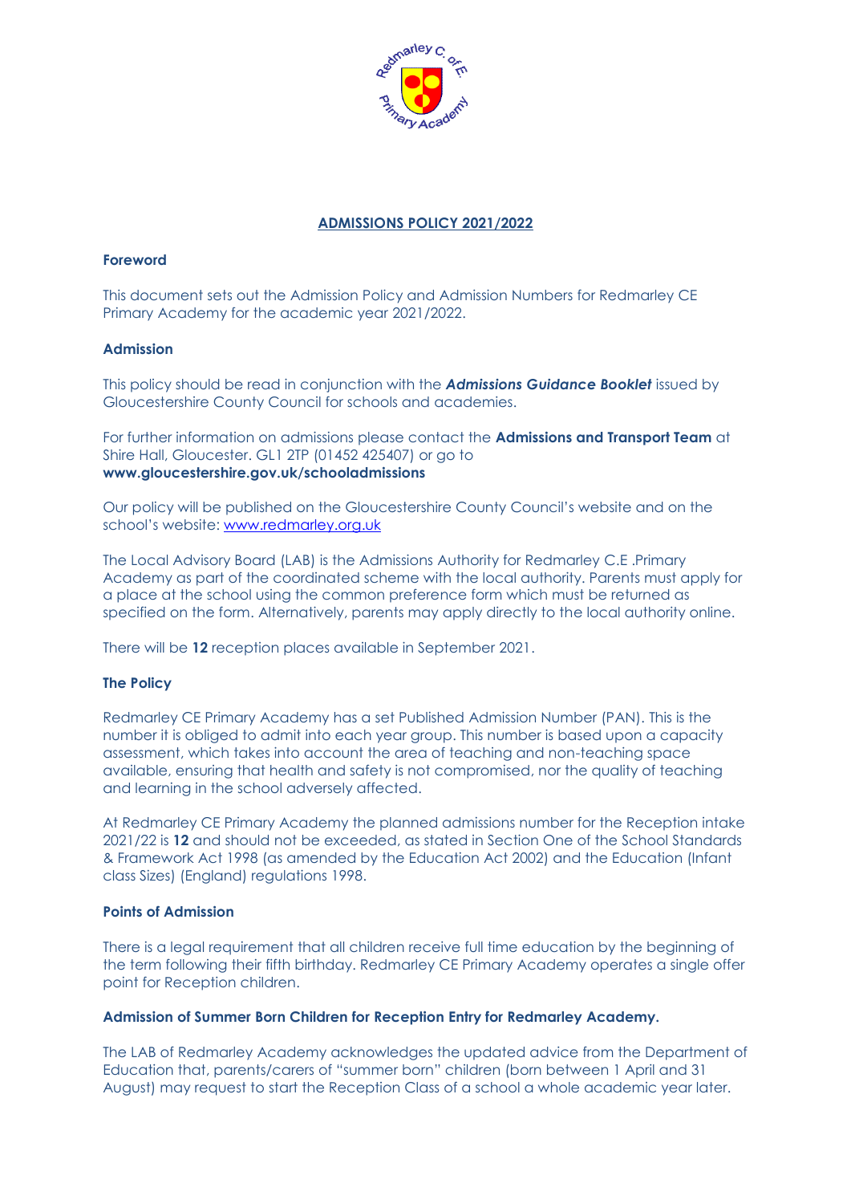# ADMISSIONS POLICY 2021/2022

## Foreword

This document sets out the Admission Policy and Admission Numbers for Redmarley CE Primary Academy for the academic year 2021/2022.

## Admission

This policy should be read in conjunction with the ***Admissions Guidance Booklet*** issued by Gloucestershire County Council for schools and academies.

For further information on admissions please contact the **Admissions and Transport Team** at Shire Hall, Gloucester. GL1 2TP (01452 425407) or go to **www.gloucestershire.gov.uk/schooladmissions**

Our policy will be published on the Gloucestershire County Council's website and on the school's website: www.redmarley.org.uk

The Local Advisory Board (LAB) is the Admissions Authority for Redmarley C.E .Primary Academy as part of the coordinated scheme with the local authority. Parents must apply for a place at the school using the common preference form which must be returned as specified on the form. Alternatively, parents may apply directly to the local authority online.

There will be **12** reception places available in September 2021.

## The Policy

Redmarley CE Primary Academy has a set Published Admission Number (PAN). This is the number it is obliged to admit into each year group. This number is based upon a capacity assessment, which takes into account the area of teaching and non-teaching space available, ensuring that health and safety is not compromised, nor the quality of teaching and learning in the school adversely affected.

At Redmarley CE Primary Academy the planned admissions number for the Reception intake 2021/22 is **12** and should not be exceeded, as stated in Section One of the School Standards & Framework Act 1998 (as amended by the Education Act 2002) and the Education (Infant class Sizes) (England) regulations 1998.

## Points of Admission

There is a legal requirement that all children receive full time education by the beginning of the term following their fifth birthday. Redmarley CE Primary Academy operates a single offer point for Reception children.

## Admission of Summer Born Children for Reception Entry for Redmarley Academy.

The LAB of Redmarley Academy acknowledges the updated advice from the Department of Education that, parents/carers of "summer born" children (born between 1 April and 31 August) may request to start the Reception Class of a school a whole academic year later.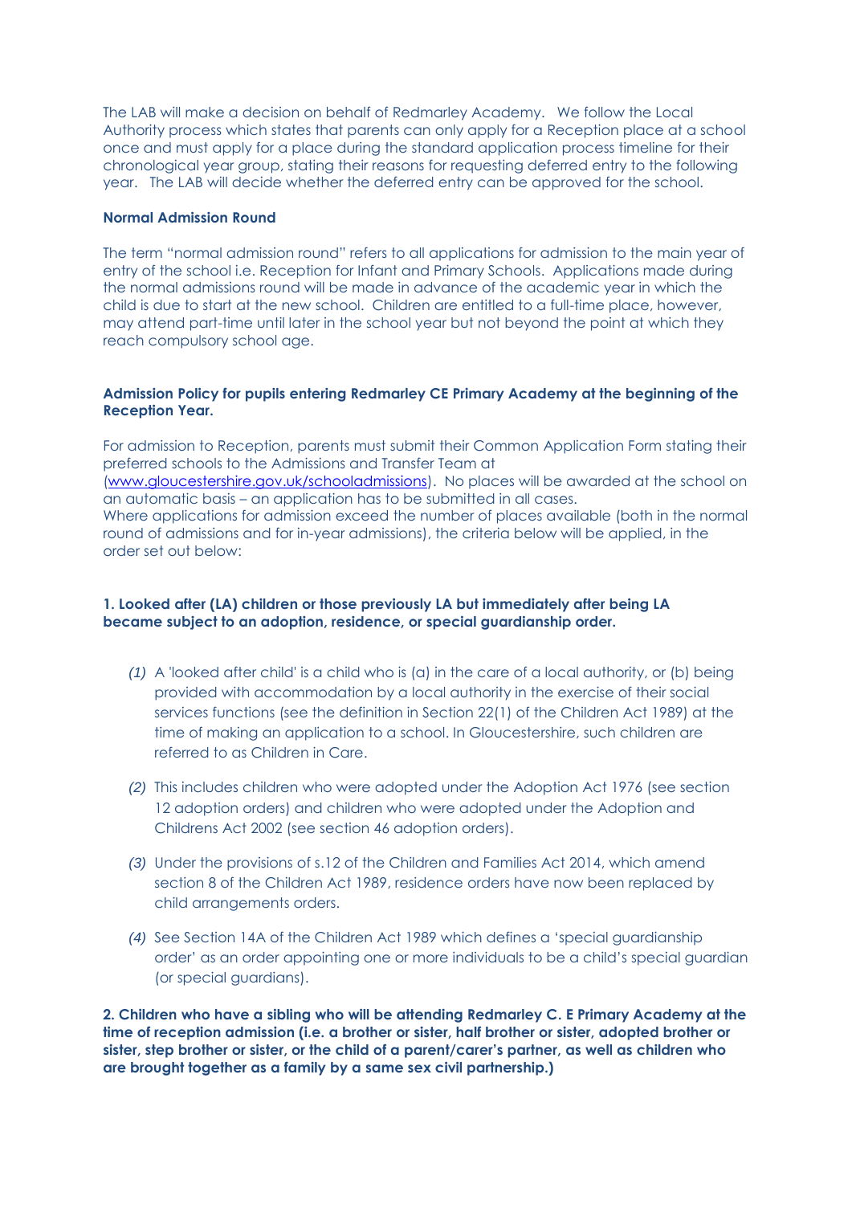The LAB will make a decision on behalf of Redmarley Academy. We follow the Local Authority process which states that parents can only apply for a Reception place at a school once and must apply for a place during the standard application process timeline for their chronological year group, stating their reasons for requesting deferred entry to the following year. The LAB will decide whether the deferred entry can be approved for the school.

**Normal Admission Round**

The term "normal admission round" refers to all applications for admission to the main year of entry of the school i.e. Reception for Infant and Primary Schools. Applications made during the normal admissions round will be made in advance of the academic year in which the child is due to start at the new school. Children are entitled to a full-time place, however, may attend part-time until later in the school year but not beyond the point at which they reach compulsory school age.

**Admission Policy for pupils entering Redmarley CE Primary Academy at the beginning of the Reception Year.**

For admission to Reception, parents must submit their Common Application Form stating their preferred schools to the Admissions and Transfer Team at ([www.gloucestershire.gov.uk/schooladmissions](www.gloucestershire.gov.uk/schooladmissions)). No places will be awarded at the school on an automatic basis – an application has to be submitted in all cases.
Where applications for admission exceed the number of places available (both in the normal round of admissions and for in-year admissions), the criteria below will be applied, in the order set out below:

**1. Looked after (LA) children or those previously LA but immediately after being LA became subject to an adoption, residence, or special guardianship order.**

*(1)* A 'looked after child' is a child who is (a) in the care of a local authority, or (b) being provided with accommodation by a local authority in the exercise of their social services functions (see the definition in Section 22(1) of the Children Act 1989) at the time of making an application to a school. In Gloucestershire, such children are referred to as Children in Care.

*(2)* This includes children who were adopted under the Adoption Act 1976 (see section 12 adoption orders) and children who were adopted under the Adoption and Childrens Act 2002 (see section 46 adoption orders).

*(3)* Under the provisions of s.12 of the Children and Families Act 2014, which amend section 8 of the Children Act 1989, residence orders have now been replaced by child arrangements orders.

*(4)* See Section 14A of the Children Act 1989 which defines a 'special guardianship order' as an order appointing one or more individuals to be a child's special guardian (or special guardians).

**2. Children who have a sibling who will be attending Redmarley C. E Primary Academy at the time of reception admission (i.e. a brother or sister, half brother or sister, adopted brother or sister, step brother or sister, or the child of a parent/carer's partner, as well as children who are brought together as a family by a same sex civil partnership.)**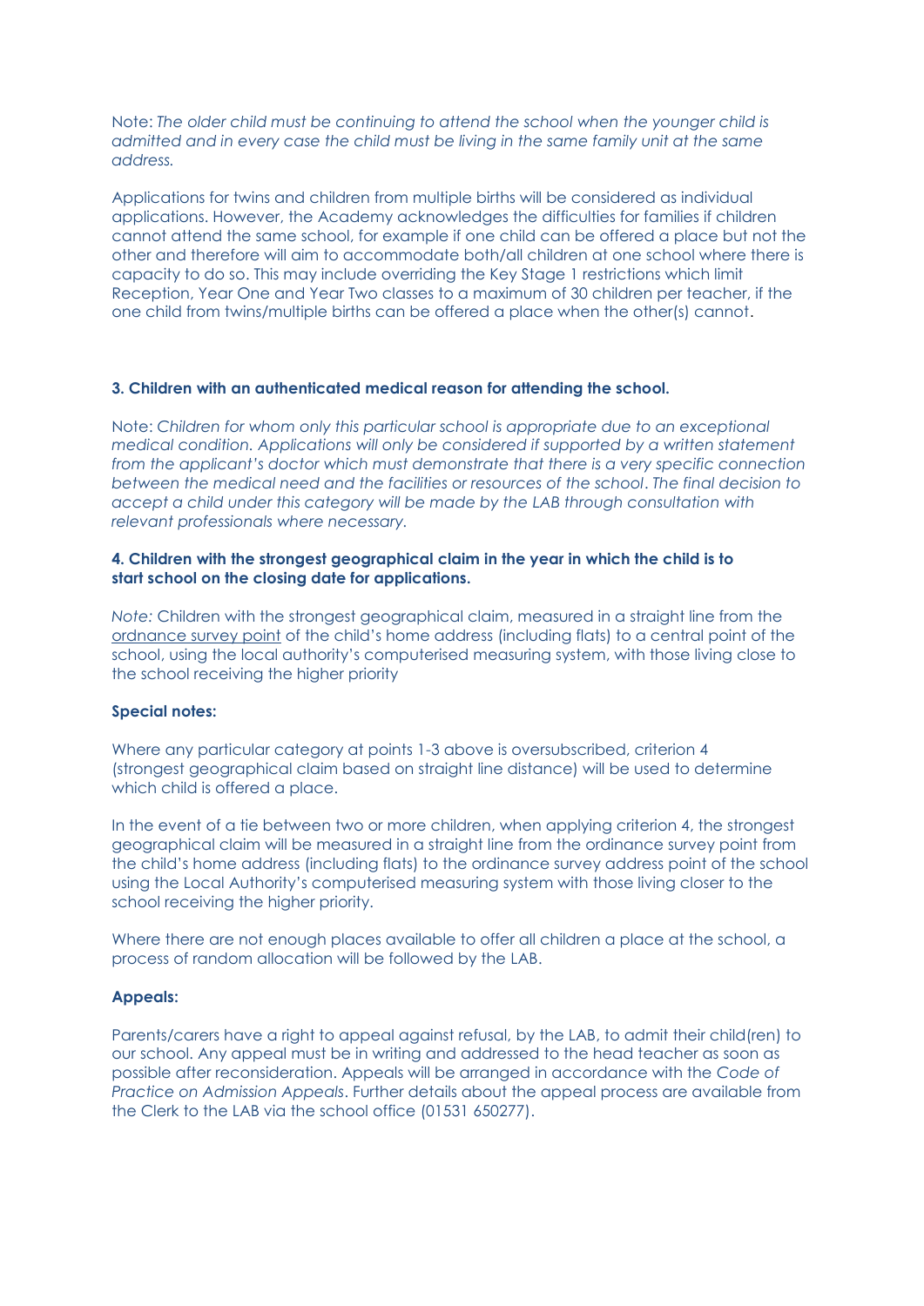Note: *The older child must be continuing to attend the school when the younger child is admitted and in every case the child must be living in the same family unit at the same address.*

Applications for twins and children from multiple births will be considered as individual applications. However, the Academy acknowledges the difficulties for families if children cannot attend the same school, for example if one child can be offered a place but not the other and therefore will aim to accommodate both/all children at one school where there is capacity to do so. This may include overriding the Key Stage 1 restrictions which limit Reception, Year One and Year Two classes to a maximum of 30 children per teacher, if the one child from twins/multiple births can be offered a place when the other(s) cannot.

**3. Children with an authenticated medical reason for attending the school.**

Note: *Children for whom only this particular school is appropriate due to an exceptional medical condition. Applications will only be considered if supported by a written statement from the applicant's doctor which must demonstrate that there is a very specific connection between the medical need and the facilities or resources of the school. The final decision to accept a child under this category will be made by the LAB through consultation with relevant professionals where necessary.*

**4. Children with the strongest geographical claim in the year in which the child is to start school on the closing date for applications.**

*Note:* Children with the strongest geographical claim, measured in a straight line from the ordnance survey point of the child's home address (including flats) to a central point of the school, using the local authority's computerised measuring system, with those living close to the school receiving the higher priority

**Special notes:**

Where any particular category at points 1-3 above is oversubscribed, criterion 4 (strongest geographical claim based on straight line distance) will be used to determine which child is offered a place.

In the event of a tie between two or more children, when applying criterion 4, the strongest geographical claim will be measured in a straight line from the ordinance survey point from the child's home address (including flats) to the ordinance survey address point of the school using the Local Authority's computerised measuring system with those living closer to the school receiving the higher priority.

Where there are not enough places available to offer all children a place at the school, a process of random allocation will be followed by the LAB.

**Appeals:**

Parents/carers have a right to appeal against refusal, by the LAB, to admit their child(ren) to our school. Any appeal must be in writing and addressed to the head teacher as soon as possible after reconsideration. Appeals will be arranged in accordance with the *Code of Practice on Admission Appeals*. Further details about the appeal process are available from the Clerk to the LAB via the school office (01531 650277).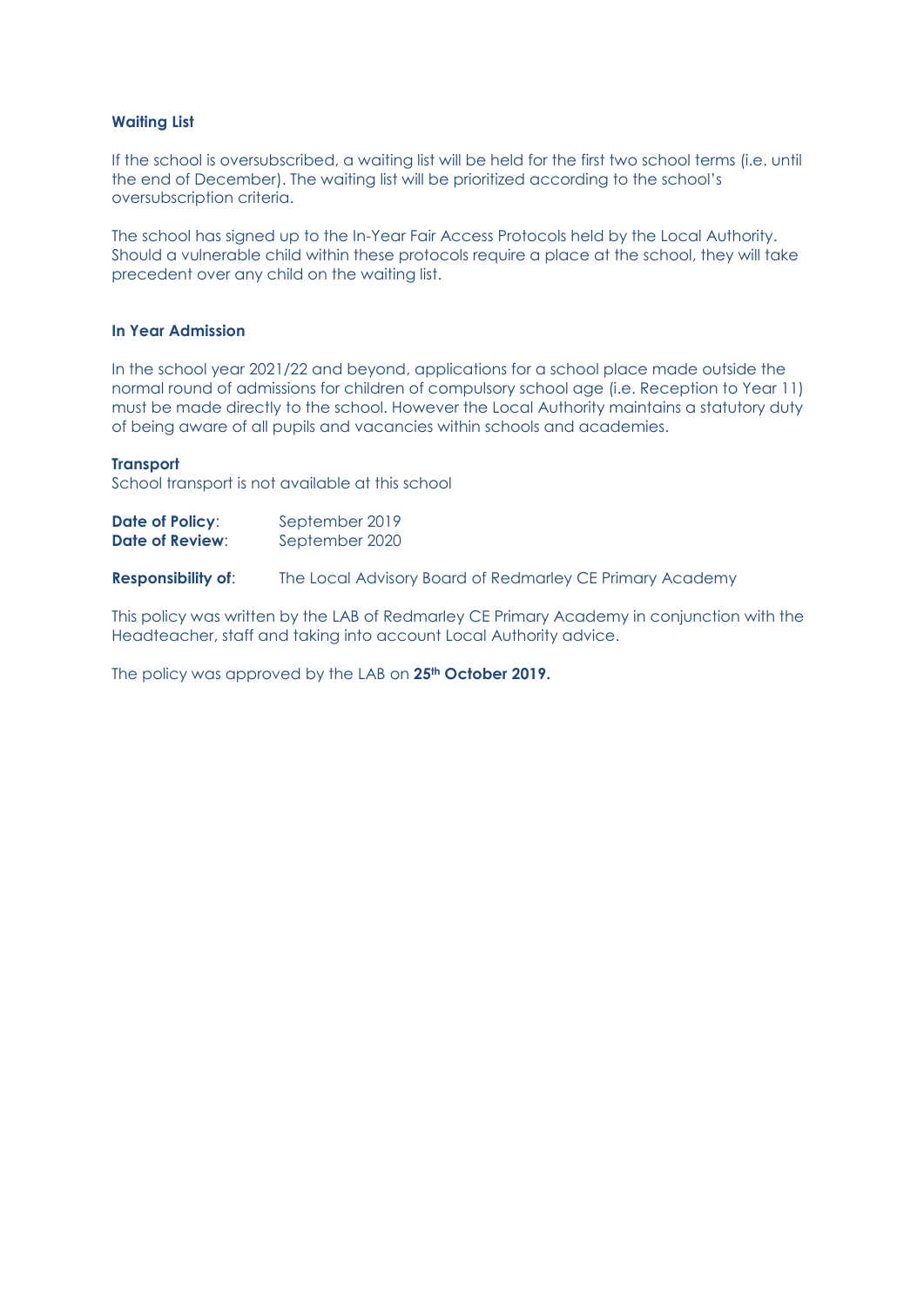**Waiting List**

If the school is oversubscribed, a waiting list will be held for the first two school terms (i.e. until the end of December). The waiting list will be prioritized according to the school's oversubscription criteria.

The school has signed up to the In-Year Fair Access Protocols held by the Local Authority. Should a vulnerable child within these protocols require a place at the school, they will take precedent over any child on the waiting list.

**In Year Admission**

In the school year 2021/22 and beyond, applications for a school place made outside the normal round of admissions for children of compulsory school age (i.e. Reception to Year 11) must be made directly to the school. However the Local Authority maintains a statutory duty of being aware of all pupils and vacancies within schools and academies.

**Transport**
School transport is not available at this school

**Date of Policy**: September 2019
**Date of Review**: September 2020

**Responsibility of**: The Local Advisory Board of Redmarley CE Primary Academy

This policy was written by the LAB of Redmarley CE Primary Academy in conjunction with the Headteacher, staff and taking into account Local Authority advice.

The policy was approved by the LAB on **25th October 2019.**